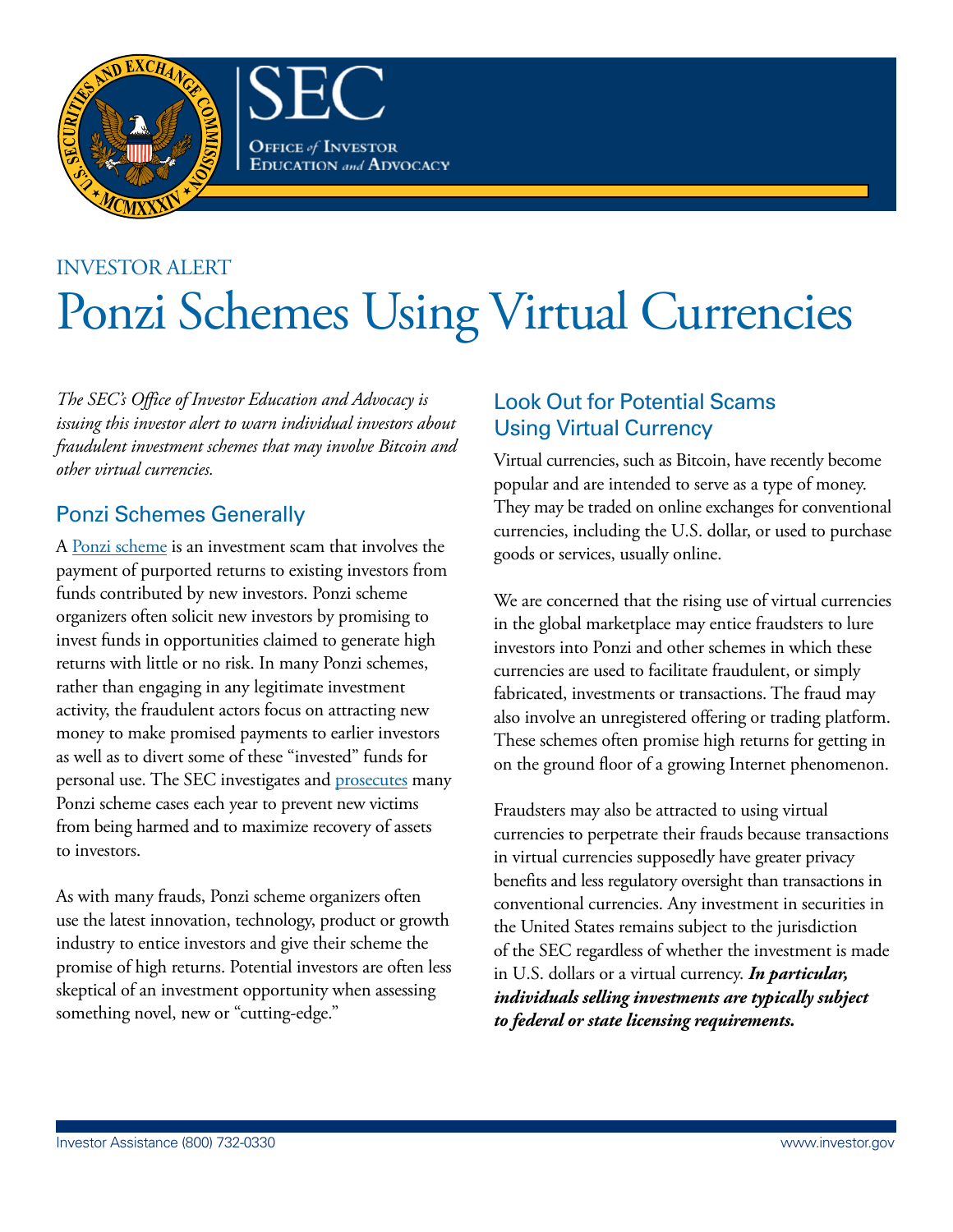SEC

Office of Investor Education and Advocacy

INVESTOR ALERT

# Ponzi Schemes Using Virtual Currencies

*The SEC's Office of Investor Education and Advocacy is issuing this investor alert to warn individual investors about fraudulent investment schemes that may involve Bitcoin and other virtual currencies.*

## Ponzi Schemes Generally

A Ponzi scheme is an investment scam that involves the payment of purported returns to existing investors from funds contributed by new investors. Ponzi scheme organizers often solicit new investors by promising to invest funds in opportunities claimed to generate high returns with little or no risk. In many Ponzi schemes, rather than engaging in any legitimate investment activity, the fraudulent actors focus on attracting new money to make promised payments to earlier investors as well as to divert some of these "invested" funds for personal use. The SEC investigates and prosecutes many Ponzi scheme cases each year to prevent new victims from being harmed and to maximize recovery of assets to investors.

As with many frauds, Ponzi scheme organizers often use the latest innovation, technology, product or growth industry to entice investors and give their scheme the promise of high returns. Potential investors are often less skeptical of an investment opportunity when assessing something novel, new or "cutting-edge."

## Look Out for Potential Scams Using Virtual Currency

Virtual currencies, such as Bitcoin, have recently become popular and are intended to serve as a type of money. They may be traded on online exchanges for conventional currencies, including the U.S. dollar, or used to purchase goods or services, usually online.

We are concerned that the rising use of virtual currencies in the global marketplace may entice fraudsters to lure investors into Ponzi and other schemes in which these currencies are used to facilitate fraudulent, or simply fabricated, investments or transactions. The fraud may also involve an unregistered offering or trading platform. These schemes often promise high returns for getting in on the ground floor of a growing Internet phenomenon.

Fraudsters may also be attracted to using virtual currencies to perpetrate their frauds because transactions in virtual currencies supposedly have greater privacy benefits and less regulatory oversight than transactions in conventional currencies. Any investment in securities in the United States remains subject to the jurisdiction of the SEC regardless of whether the investment is made in U.S. dollars or a virtual currency. ***In particular, individuals selling investments are typically subject to federal or state licensing requirements.***

Investor Assistance (800) 732-0330 www.investor.gov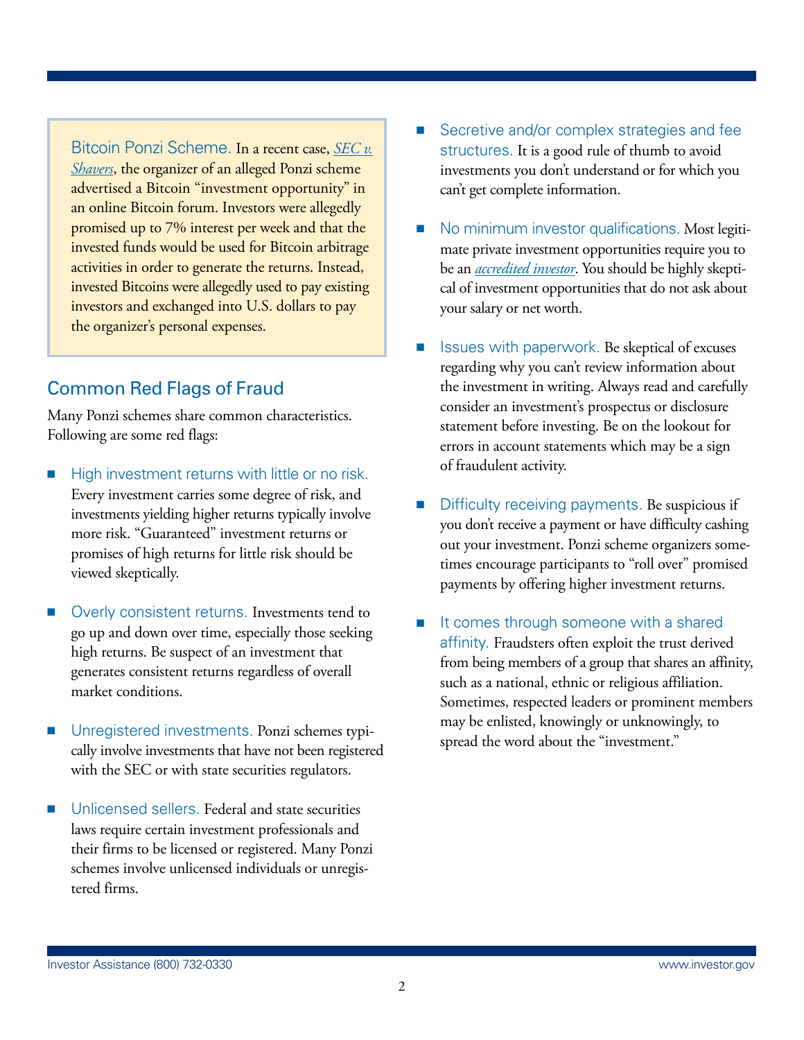**Bitcoin Ponzi Scheme.** In a recent case, *SEC v. Shavers*, the organizer of an alleged Ponzi scheme advertised a Bitcoin "investment opportunity" in an online Bitcoin forum. Investors were allegedly promised up to 7% interest per week and that the invested funds would be used for Bitcoin arbitrage activities in order to generate the returns. Instead, invested Bitcoins were allegedly used to pay existing investors and exchanged into U.S. dollars to pay the organizer's personal expenses.

## Common Red Flags of Fraud

Many Ponzi schemes share common characteristics. Following are some red flags:

- **High investment returns with little or no risk.** Every investment carries some degree of risk, and investments yielding higher returns typically involve more risk. "Guaranteed" investment returns or promises of high returns for little risk should be viewed skeptically.

- **Overly consistent returns.** Investments tend to go up and down over time, especially those seeking high returns. Be suspect of an investment that generates consistent returns regardless of overall market conditions.

- **Unregistered investments.** Ponzi schemes typically involve investments that have not been registered with the SEC or with state securities regulators.

- **Unlicensed sellers.** Federal and state securities laws require certain investment professionals and their firms to be licensed or registered. Many Ponzi schemes involve unlicensed individuals or unregistered firms.

- **Secretive and/or complex strategies and fee structures.** It is a good rule of thumb to avoid investments you don't understand or for which you can't get complete information.

- **No minimum investor qualifications.** Most legitimate private investment opportunities require you to be an *accredited investor*. You should be highly skeptical of investment opportunities that do not ask about your salary or net worth.

- **Issues with paperwork.** Be skeptical of excuses regarding why you can't review information about the investment in writing. Always read and carefully consider an investment's prospectus or disclosure statement before investing. Be on the lookout for errors in account statements which may be a sign of fraudulent activity.

- **Difficulty receiving payments.** Be suspicious if you don't receive a payment or have difficulty cashing out your investment. Ponzi scheme organizers sometimes encourage participants to "roll over" promised payments by offering higher investment returns.

- **It comes through someone with a shared affinity.** Fraudsters often exploit the trust derived from being members of a group that shares an affinity, such as a national, ethnic or religious affiliation. Sometimes, respected leaders or prominent members may be enlisted, knowingly or unknowingly, to spread the word about the "investment."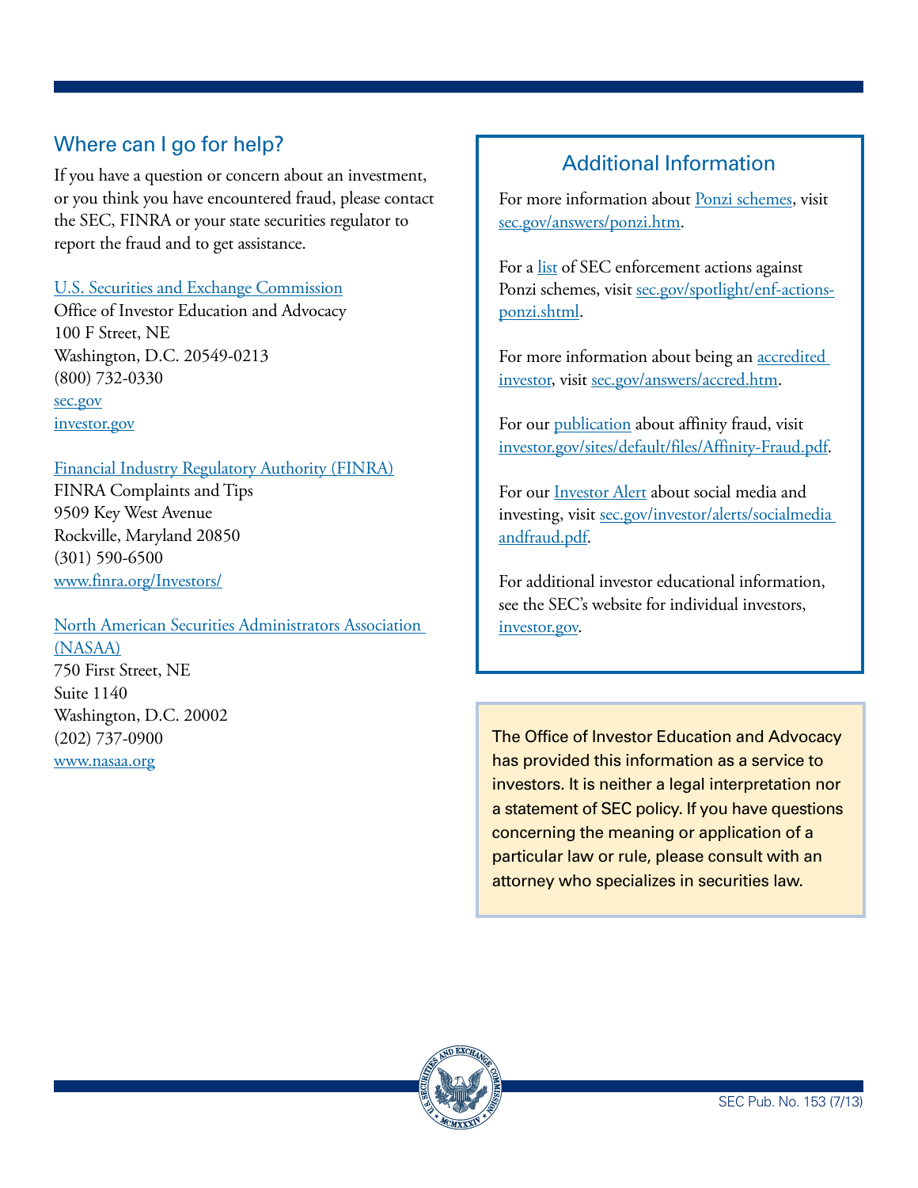## Where can I go for help?

If you have a question or concern about an investment, or you think you have encountered fraud, please contact the SEC, FINRA or your state securities regulator to report the fraud and to get assistance.

U.S. Securities and Exchange Commission
Office of Investor Education and Advocacy
100 F Street, NE
Washington, D.C. 20549-0213
(800) 732-0330
sec.gov
investor.gov

Financial Industry Regulatory Authority (FINRA)
FINRA Complaints and Tips
9509 Key West Avenue
Rockville, Maryland 20850
(301) 590-6500
www.finra.org/Investors/

North American Securities Administrators Association (NASAA)
750 First Street, NE
Suite 1140
Washington, D.C. 20002
(202) 737-0900
www.nasaa.org

## Additional Information

For more information about Ponzi schemes, visit sec.gov/answers/ponzi.htm.

For a list of SEC enforcement actions against Ponzi schemes, visit sec.gov/spotlight/enf-actions-ponzi.shtml.

For more information about being an accredited investor, visit sec.gov/answers/accred.htm.

For our publication about affinity fraud, visit investor.gov/sites/default/files/Affinity-Fraud.pdf.

For our Investor Alert about social media and investing, visit sec.gov/investor/alerts/socialmediaandfraud.pdf.

For additional investor educational information, see the SEC's website for individual investors, investor.gov.

The Office of Investor Education and Advocacy has provided this information as a service to investors. It is neither a legal interpretation nor a statement of SEC policy. If you have questions concerning the meaning or application of a particular law or rule, please consult with an attorney who specializes in securities law.

SEC Pub. No. 153 (7/13)